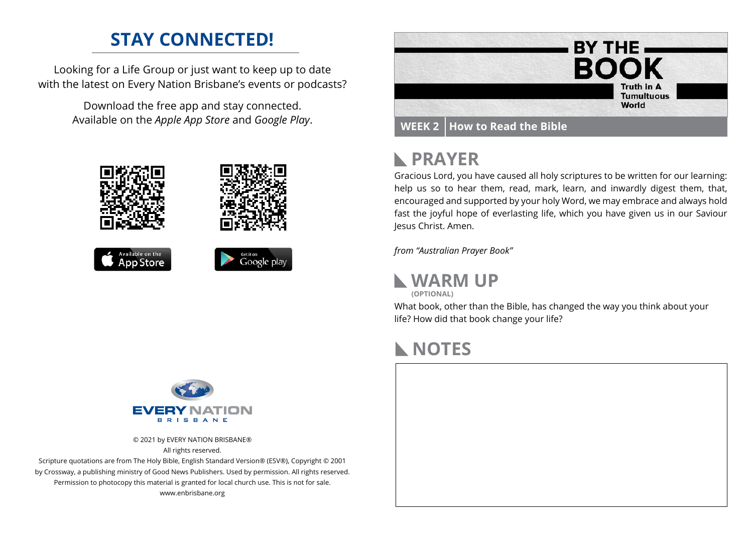# STAY CONNECTED!

Looking for a Life Group or just want to keep up to date with the latest on Every Nation Brisbane's events or podcasts?

Download the free app and stay connected. Available on the *Apple App Store* and *Google Play*.

Available on the App Store

Get it on Google play

EVERY NATION BRISBANE

© 2021 by EVERY NATION BRISBANE®
All rights reserved.
Scripture quotations are from The Holy Bible, English Standard Version® (ESV®), Copyright © 2001 by Crossway, a publishing ministry of Good News Publishers. Used by permission. All rights reserved.
Permission to photocopy this material is granted for local church use. This is not for sale.
www.enbrisbane.org

# BY THE BOOK

Truth in A Tumultuous World

**WEEK 2** | **How to Read the Bible**

## PRAYER

Gracious Lord, you have caused all holy scriptures to be written for our learning: help us so to hear them, read, mark, learn, and inwardly digest them, that, encouraged and supported by your holy Word, we may embrace and always hold fast the joyful hope of everlasting life, which you have given us in our Saviour Jesus Christ. Amen.

*from "Australian Prayer Book"*

## WARM UP

**(OPTIONAL)**

What book, other than the Bible, has changed the way you think about your life? How did that book change your life?

## NOTES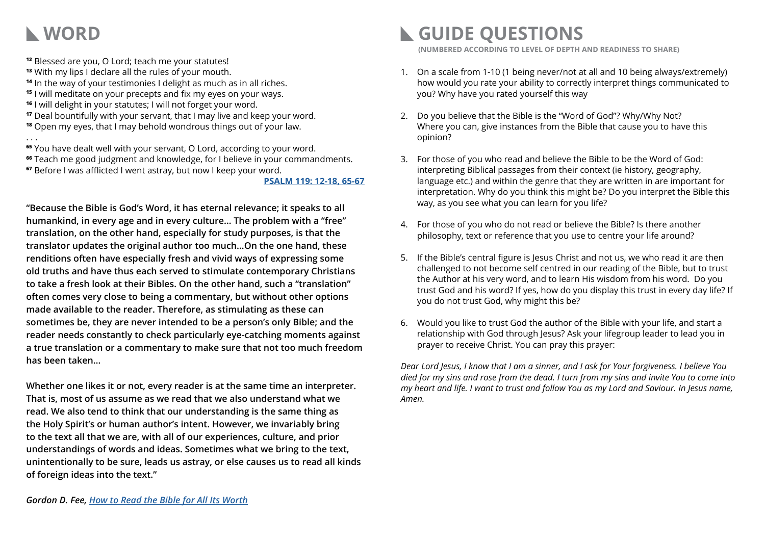# WORD

[12] Blessed are you, O Lord; teach me your statutes!
[13] With my lips I declare all the rules of your mouth.
[14] In the way of your testimonies I delight as much as in all riches.
[15] I will meditate on your precepts and fix my eyes on your ways.
[16] I will delight in your statutes; I will not forget your word.
[17] Deal bountifully with your servant, that I may live and keep your word.
[18] Open my eyes, that I may behold wondrous things out of your law.
. . .
[65] You have dealt well with your servant, O Lord, according to your word.
[66] Teach me good judgment and knowledge, for I believe in your commandments.
[67] Before I was afflicted I went astray, but now I keep your word.

**PSALM 119: 12-18, 65-67**

**"Because the Bible is God's Word, it has eternal relevance; it speaks to all humankind, in every age and in every culture... The problem with a "free" translation, on the other hand, especially for study purposes, is that the translator updates the original author too much...On the one hand, these renditions often have especially fresh and vivid ways of expressing some old truths and have thus each served to stimulate contemporary Christians to take a fresh look at their Bibles. On the other hand, such a "translation" often comes very close to being a commentary, but without other options made available to the reader. Therefore, as stimulating as these can sometimes be, they are never intended to be a person's only Bible; and the reader needs constantly to check particularly eye-catching moments against a true translation or a commentary to make sure that not too much freedom has been taken...**

**Whether one likes it or not, every reader is at the same time an interpreter. That is, most of us assume as we read that we also understand what we read. We also tend to think that our understanding is the same thing as the Holy Spirit's or human author's intent. However, we invariably bring to the text all that we are, with all of our experiences, culture, and prior understandings of words and ideas. Sometimes what we bring to the text, unintentionally to be sure, leads us astray, or else causes us to read all kinds of foreign ideas into the text."**

***Gordon D. Fee, How to Read the Bible for All Its Worth***

# GUIDE QUESTIONS

**(NUMBERED ACCORDING TO LEVEL OF DEPTH AND READINESS TO SHARE)**

1. On a scale from 1-10 (1 being never/not at all and 10 being always/extremely) how would you rate your ability to correctly interpret things communicated to you? Why have you rated yourself this way
2. Do you believe that the Bible is the "Word of God"? Why/Why Not? Where you can, give instances from the Bible that cause you to have this opinion?
3. For those of you who read and believe the Bible to be the Word of God: interpreting Biblical passages from their context (ie history, geography, language etc.) and within the genre that they are written in are important for interpretation. Why do you think this might be? Do you interpret the Bible this way, as you see what you can learn for you life?
4. For those of you who do not read or believe the Bible? Is there another philosophy, text or reference that you use to centre your life around?
5. If the Bible's central figure is Jesus Christ and not us, we who read it are then challenged to not become self centred in our reading of the Bible, but to trust the Author at his very word, and to learn His wisdom from his word. Do you trust God and his word? If yes, how do you display this trust in every day life? If you do not trust God, why might this be?
6. Would you like to trust God the author of the Bible with your life, and start a relationship with God through Jesus? Ask your lifegroup leader to lead you in prayer to receive Christ. You can pray this prayer:

*Dear Lord Jesus, I know that I am a sinner, and I ask for Your forgiveness. I believe You died for my sins and rose from the dead. I turn from my sins and invite You to come into my heart and life. I want to trust and follow You as my Lord and Saviour. In Jesus name, Amen.*